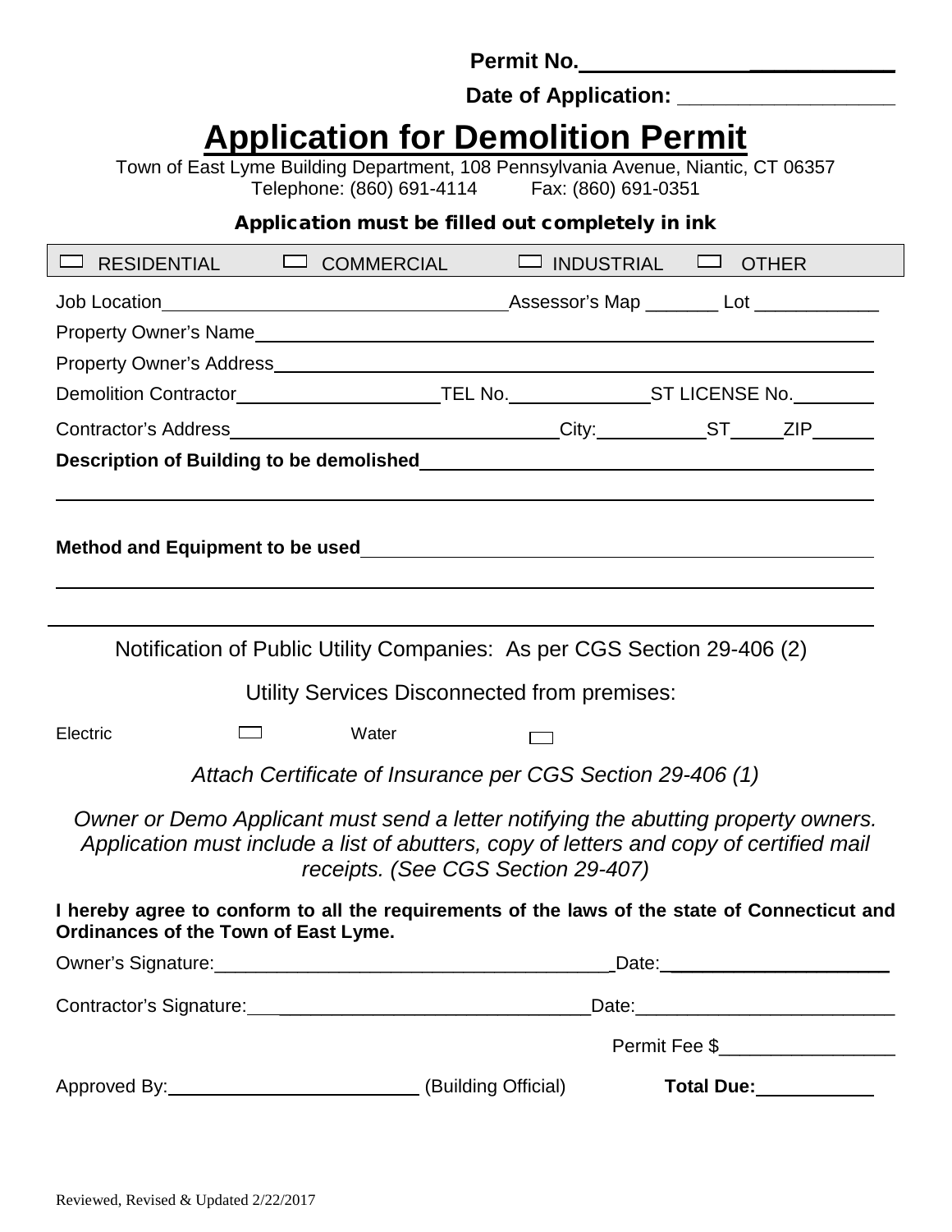Permit No.\_\_\_\_\_\_\_\_\_\_\_\_\_\_\_\_\_\_\_\_\_\_\_\_\_

Date of Application: \_\_\_\_\_\_\_\_\_\_\_\_\_\_\_\_\_\_\_\_

# Application for Demolition Permit

Town of East Lyme Building Department, 108 Pennsylvania Avenue, Niantic, CT 06357
Telephone: (860) 691-4114 Fax: (860) 691-0351

**Application must be filled out completely in ink**

☐ RESIDENTIAL ☐ COMMERCIAL ☐ INDUSTRIAL ☐ OTHER

Job Location\_\_\_\_\_\_\_\_\_\_\_\_\_\_\_\_\_\_\_\_\_\_\_\_\_\_\_\_\_\_\_\_Assessor's Map \_\_\_\_\_\_\_ Lot \_\_\_\_\_\_\_\_\_\_\_\_

Property Owner's Name\_\_\_\_\_\_\_\_\_\_\_\_\_\_\_\_\_\_\_\_\_\_\_\_\_\_\_\_\_\_\_\_\_\_\_\_\_\_\_\_\_\_\_\_\_\_\_\_\_\_\_\_\_\_\_\_

Property Owner's Address\_\_\_\_\_\_\_\_\_\_\_\_\_\_\_\_\_\_\_\_\_\_\_\_\_\_\_\_\_\_\_\_\_\_\_\_\_\_\_\_\_\_\_\_\_\_\_\_\_\_\_\_\_

Demolition Contractor\_\_\_\_\_\_\_\_\_\_\_\_\_\_\_\_\_\_\_\_TEL No.\_\_\_\_\_\_\_\_\_\_\_\_\_\_ST LICENSE No.\_\_\_\_\_\_\_\_

Contractor's Address\_\_\_\_\_\_\_\_\_\_\_\_\_\_\_\_\_\_\_\_\_\_\_\_\_\_\_\_\_\_\_\_City:\_\_\_\_\_\_\_\_\_\_\_ST\_\_\_\_\_ZIP\_\_\_\_\_\_

**Description of Building to be demolished**\_\_\_\_\_\_\_\_\_\_\_\_\_\_\_\_\_\_\_\_\_\_\_\_\_\_\_\_\_\_\_\_\_\_\_\_\_\_\_\_\_\_\_

\_\_\_\_\_\_\_\_\_\_\_\_\_\_\_\_\_\_\_\_\_\_\_\_\_\_\_\_\_\_\_\_\_\_\_\_\_\_\_\_\_\_\_\_\_\_\_\_\_\_\_\_\_\_\_\_\_\_\_\_\_\_\_\_\_\_\_\_\_\_\_\_\_\_\_\_\_\_

**Method and Equipment to be used**\_\_\_\_\_\_\_\_\_\_\_\_\_\_\_\_\_\_\_\_\_\_\_\_\_\_\_\_\_\_\_\_\_\_\_\_\_\_\_\_\_\_\_\_\_\_\_\_\_

\_\_\_\_\_\_\_\_\_\_\_\_\_\_\_\_\_\_\_\_\_\_\_\_\_\_\_\_\_\_\_\_\_\_\_\_\_\_\_\_\_\_\_\_\_\_\_\_\_\_\_\_\_\_\_\_\_\_\_\_\_\_\_\_\_\_\_\_\_\_\_\_\_\_\_\_\_\_

\_\_\_\_\_\_\_\_\_\_\_\_\_\_\_\_\_\_\_\_\_\_\_\_\_\_\_\_\_\_\_\_\_\_\_\_\_\_\_\_\_\_\_\_\_\_\_\_\_\_\_\_\_\_\_\_\_\_\_\_\_\_\_\_\_\_\_\_\_\_\_\_\_\_\_\_\_\_

Notification of Public Utility Companies: As per CGS Section 29-406 (2)

Utility Services Disconnected from premises:

Electric ☐ Water ☐

*Attach Certificate of Insurance per CGS Section 29-406 (1)*

*Owner or Demo Applicant must send a letter notifying the abutting property owners. Application must include a list of abutters, copy of letters and copy of certified mail receipts. (See CGS Section 29-407)*

**I hereby agree to conform to all the requirements of the laws of the state of Connecticut and Ordinances of the Town of East Lyme.**

Owner's Signature:\_\_\_\_\_\_\_\_\_\_\_\_\_\_\_\_\_\_\_\_\_\_\_\_\_\_\_\_\_\_\_\_\_\_\_\_\_\_\_Date:\_\_\_\_\_\_\_\_\_\_\_\_\_\_\_\_\_\_\_\_\_\_

Contractor's Signature:\_\_\_\_\_\_\_\_\_\_\_\_\_\_\_\_\_\_\_\_\_\_\_\_\_\_\_\_\_\_\_\_\_\_\_Date:\_\_\_\_\_\_\_\_\_\_\_\_\_\_\_\_\_\_\_\_\_\_\_\_\_\_

Permit Fee $\_\_\_\_\_\_\_\_\_\_\_\_\_\_\_\_\_\_

Approved By:\_\_\_\_\_\_\_\_\_\_\_\_\_\_\_\_\_\_\_\_\_\_\_\_\_ (Building Official) **Total Due:**\_\_\_\_\_\_\_\_\_\_\_\_

Reviewed, Revised & Updated 2/22/2017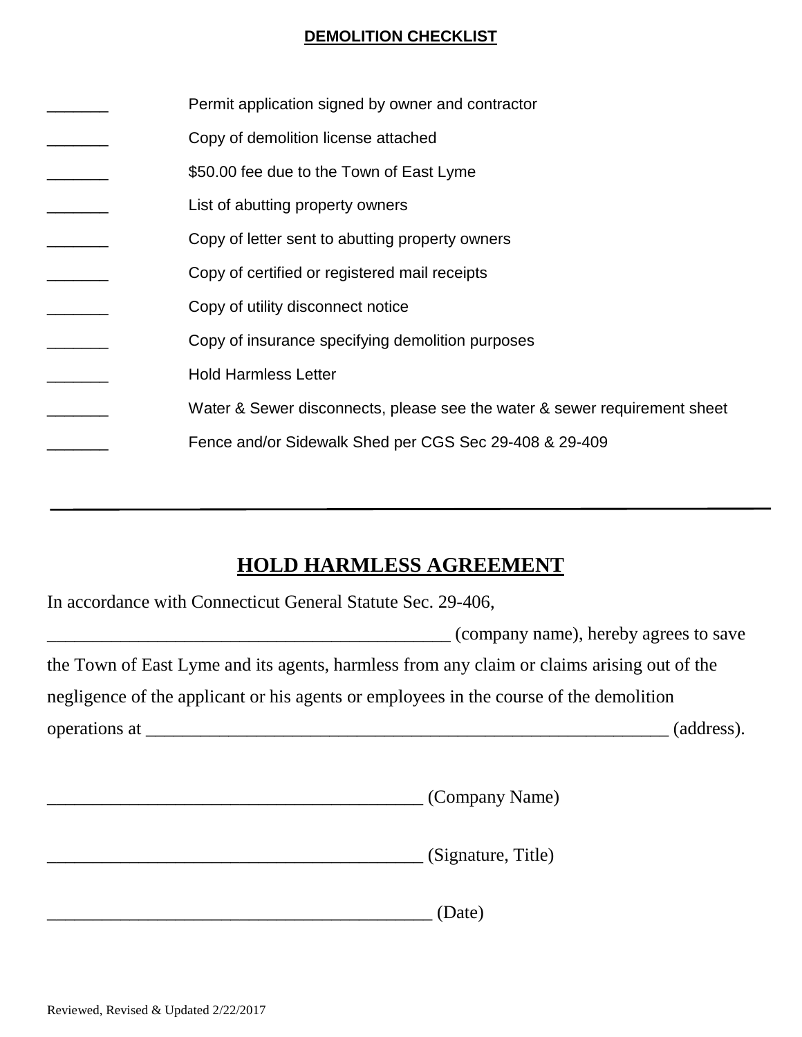## DEMOLITION CHECKLIST

_______ Permit application signed by owner and contractor

_______ Copy of demolition license attached

_______ $50.00 fee due to the Town of East Lyme

_______ List of abutting property owners

_______ Copy of letter sent to abutting property owners

_______ Copy of certified or registered mail receipts

_______ Copy of utility disconnect notice

_______ Copy of insurance specifying demolition purposes

_______ Hold Harmless Letter

_______ Water & Sewer disconnects, please see the water & sewer requirement sheet

_______ Fence and/or Sidewalk Shed per CGS Sec 29-408 & 29-409

---

## HOLD HARMLESS AGREEMENT

In accordance with Connecticut General Statute Sec. 29-406, ______________________________________________ (company name), hereby agrees to save the Town of East Lyme and its agents, harmless from any claim or claims arising out of the negligence of the applicant or his agents or employees in the course of the demolition operations at ____________________________________________________________ (address).

__________________________________________ (Company Name)

__________________________________________ (Signature, Title)

__________________________________________ (Date)

Reviewed, Revised & Updated 2/22/2017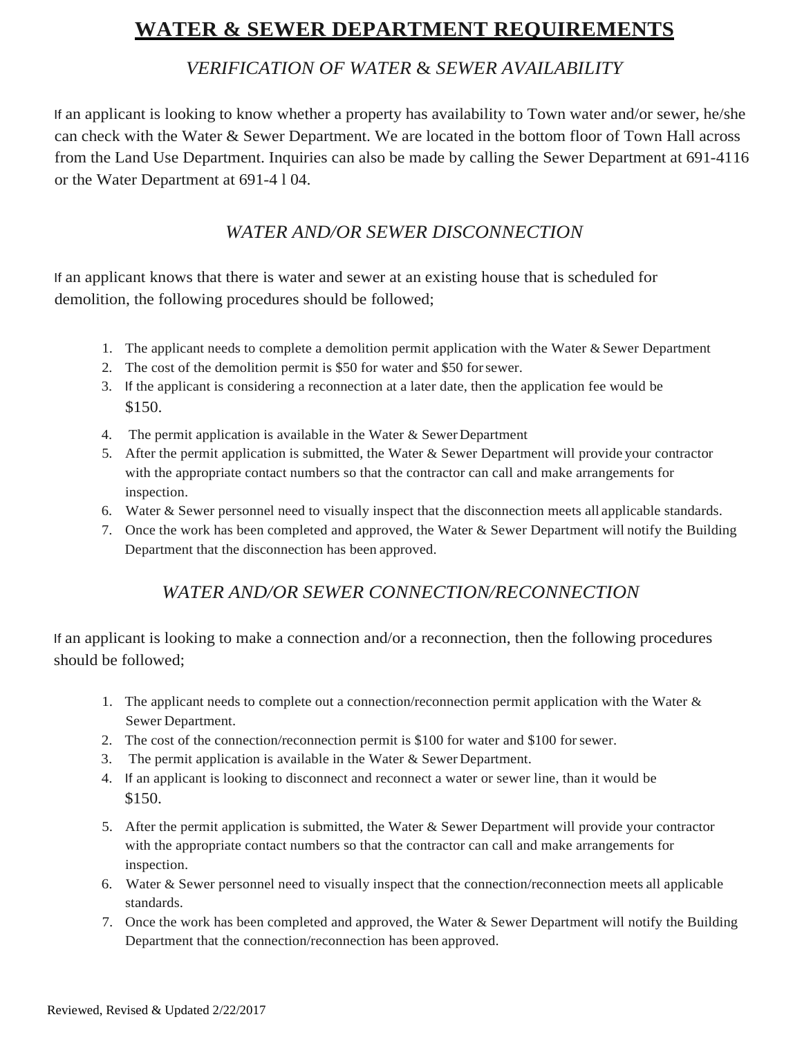# WATER & SEWER DEPARTMENT REQUIREMENTS

## *VERIFICATION OF WATER & SEWER AVAILABILITY*

If an applicant is looking to know whether a property has availability to Town water and/or sewer, he/she can check with the Water & Sewer Department. We are located in the bottom floor of Town Hall across from the Land Use Department. Inquiries can also be made by calling the Sewer Department at 691-4116 or the Water Department at 691-4 l 04.

## *WATER AND/OR SEWER DISCONNECTION*

If an applicant knows that there is water and sewer at an existing house that is scheduled for demolition, the following procedures should be followed;

1. The applicant needs to complete a demolition permit application with the Water & Sewer Department
2. The cost of the demolition permit is $50 for water and $50 for sewer.
3. If the applicant is considering a reconnection at a later date, then the application fee would be $150.
4. The permit application is available in the Water & Sewer Department
5. After the permit application is submitted, the Water & Sewer Department will provide your contractor with the appropriate contact numbers so that the contractor can call and make arrangements for inspection.
6. Water & Sewer personnel need to visually inspect that the disconnection meets all applicable standards.
7. Once the work has been completed and approved, the Water & Sewer Department will notify the Building Department that the disconnection has been approved.

## *WATER AND/OR SEWER CONNECTION/RECONNECTION*

If an applicant is looking to make a connection and/or a reconnection, then the following procedures should be followed;

1. The applicant needs to complete out a connection/reconnection permit application with the Water & Sewer Department.
2. The cost of the connection/reconnection permit is $100 for water and $100 for sewer.
3. The permit application is available in the Water & Sewer Department.
4. If an applicant is looking to disconnect and reconnect a water or sewer line, than it would be $150.
5. After the permit application is submitted, the Water & Sewer Department will provide your contractor with the appropriate contact numbers so that the contractor can call and make arrangements for inspection.
6. Water & Sewer personnel need to visually inspect that the connection/reconnection meets all applicable standards.
7. Once the work has been completed and approved, the Water & Sewer Department will notify the Building Department that the connection/reconnection has been approved.

Reviewed, Revised & Updated 2/22/2017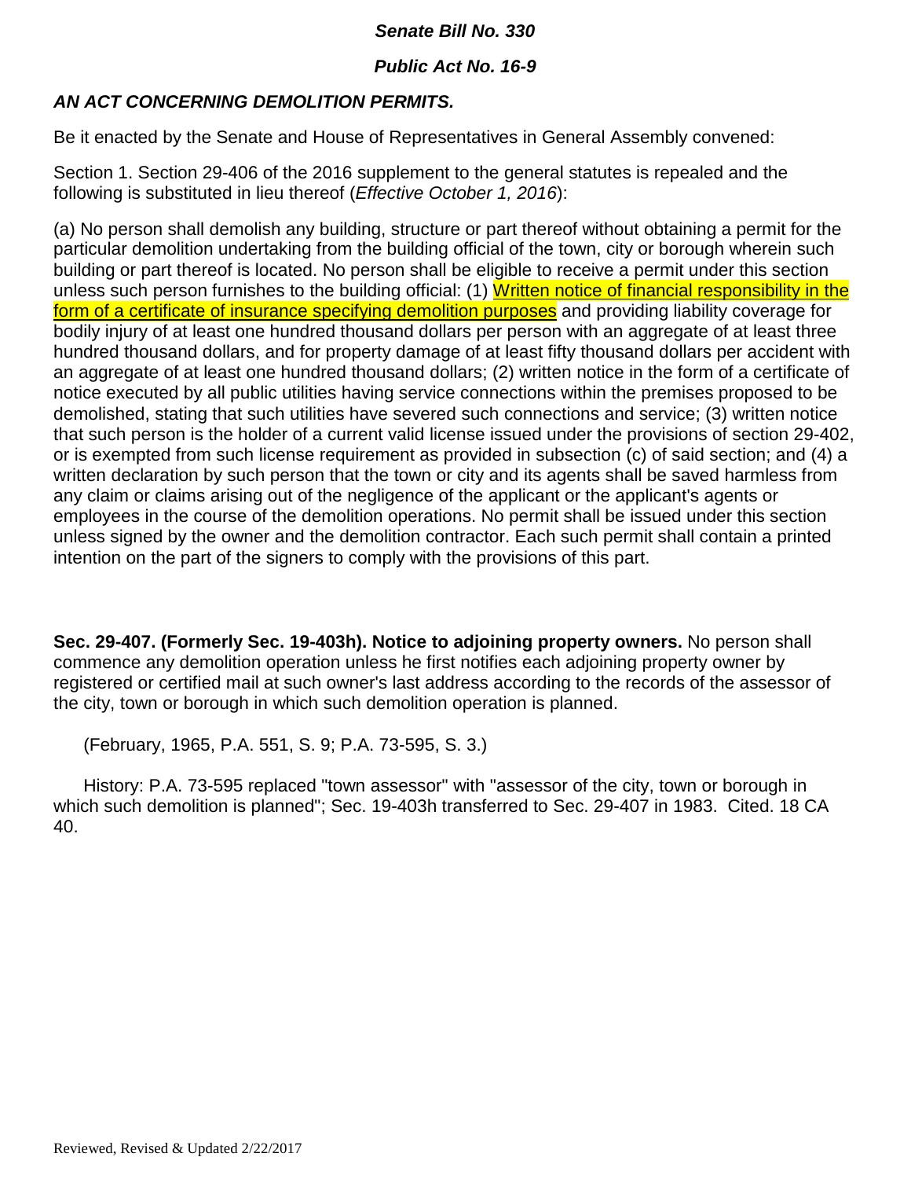***Senate Bill No. 330***

***Public Act No. 16-9***

***AN ACT CONCERNING DEMOLITION PERMITS.***

Be it enacted by the Senate and House of Representatives in General Assembly convened:

Section 1. Section 29-406 of the 2016 supplement to the general statutes is repealed and the following is substituted in lieu thereof (*Effective October 1, 2016*):

(a) No person shall demolish any building, structure or part thereof without obtaining a permit for the particular demolition undertaking from the building official of the town, city or borough wherein such building or part thereof is located. No person shall be eligible to receive a permit under this section unless such person furnishes to the building official: (1) Written notice of financial responsibility in the form of a certificate of insurance specifying demolition purposes and providing liability coverage for bodily injury of at least one hundred thousand dollars per person with an aggregate of at least three hundred thousand dollars, and for property damage of at least fifty thousand dollars per accident with an aggregate of at least one hundred thousand dollars; (2) written notice in the form of a certificate of notice executed by all public utilities having service connections within the premises proposed to be demolished, stating that such utilities have severed such connections and service; (3) written notice that such person is the holder of a current valid license issued under the provisions of section 29-402, or is exempted from such license requirement as provided in subsection (c) of said section; and (4) a written declaration by such person that the town or city and its agents shall be saved harmless from any claim or claims arising out of the negligence of the applicant or the applicant's agents or employees in the course of the demolition operations. No permit shall be issued under this section unless signed by the owner and the demolition contractor. Each such permit shall contain a printed intention on the part of the signers to comply with the provisions of this part.

**Sec. 29-407. (Formerly Sec. 19-403h). Notice to adjoining property owners.** No person shall commence any demolition operation unless he first notifies each adjoining property owner by registered or certified mail at such owner's last address according to the records of the assessor of the city, town or borough in which such demolition operation is planned.

(February, 1965, P.A. 551, S. 9; P.A. 73-595, S. 3.)

History: P.A. 73-595 replaced "town assessor" with "assessor of the city, town or borough in which such demolition is planned"; Sec. 19-403h transferred to Sec. 29-407 in 1983. Cited. 18 CA 40.

Reviewed, Revised & Updated 2/22/2017